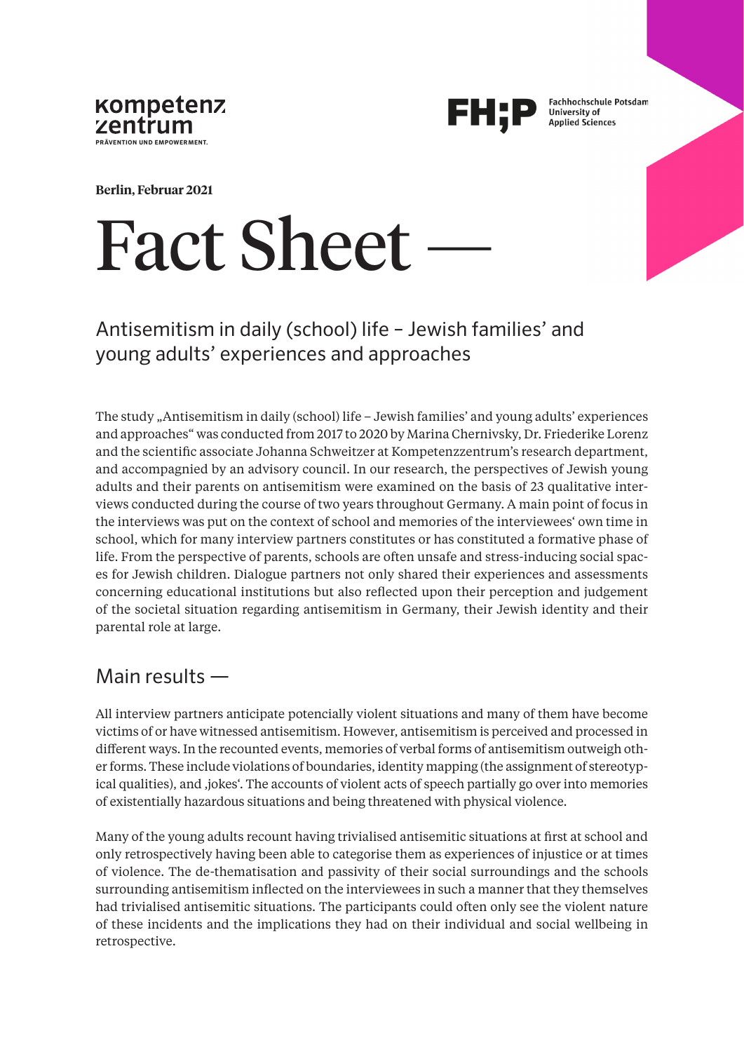kompetenz
zentrum
PRÄVENTION UND EMPOWERMENT.

FH;P Fachhochschule Potsdam
University of
Applied Sciences

**Berlin, Februar 2021**

# Fact Sheet —

## Antisemitism in daily (school) life – Jewish families' and young adults' experiences and approaches

The study „Antisemitism in daily (school) life – Jewish families' and young adults' experiences and approaches" was conducted from 2017 to 2020 by Marina Chernivsky, Dr. Friederike Lorenz and the scientific associate Johanna Schweitzer at Kompetenzzentrum's research department, and accompagnied by an advisory council. In our research, the perspectives of Jewish young adults and their parents on antisemitism were examined on the basis of 23 qualitative interviews conducted during the course of two years throughout Germany. A main point of focus in the interviews was put on the context of school and memories of the interviewees' own time in school, which for many interview partners constitutes or has constituted a formative phase of life. From the perspective of parents, schools are often unsafe and stress-inducing social spaces for Jewish children. Dialogue partners not only shared their experiences and assessments concerning educational institutions but also reflected upon their perception and judgement of the societal situation regarding antisemitism in Germany, their Jewish identity and their parental role at large.

## Main results —

All interview partners anticipate potencially violent situations and many of them have become victims of or have witnessed antisemitism. However, antisemitism is perceived and processed in different ways. In the recounted events, memories of verbal forms of antisemitism outweigh other forms. These include violations of boundaries, identity mapping (the assignment of stereotypical qualities), and ‚jokes'. The accounts of violent acts of speech partially go over into memories of existentially hazardous situations and being threatened with physical violence.

Many of the young adults recount having trivialised antisemitic situations at first at school and only retrospectively having been able to categorise them as experiences of injustice or at times of violence. The de-thematisation and passivity of their social surroundings and the schools surrounding antisemitism inflected on the interviewees in such a manner that they themselves had trivialised antisemitic situations. The participants could often only see the violent nature of these incidents and the implications they had on their individual and social wellbeing in retrospective.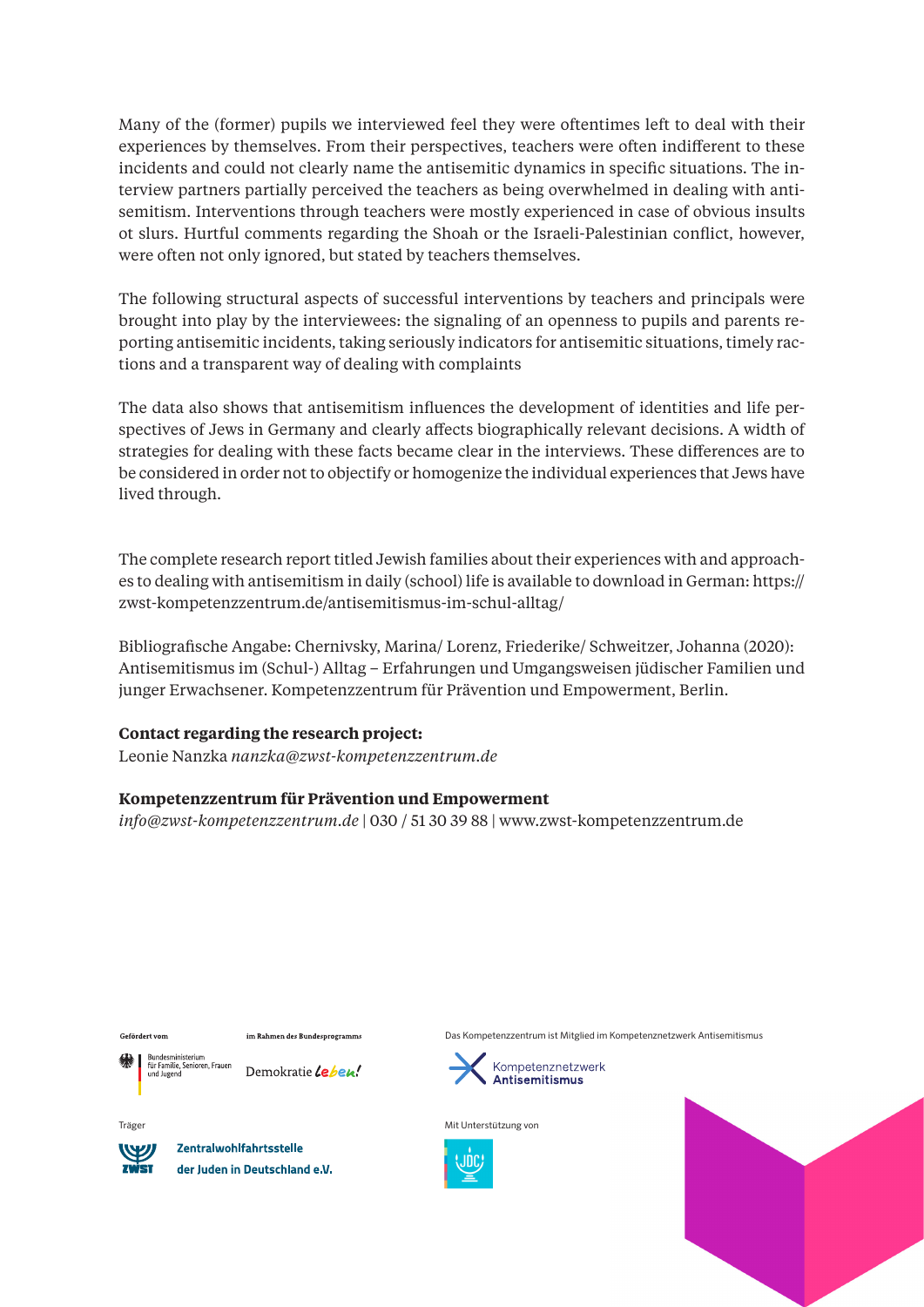Many of the (former) pupils we interviewed feel they were oftentimes left to deal with their experiences by themselves. From their perspectives, teachers were often indifferent to these incidents and could not clearly name the antisemitic dynamics in specific situations. The interview partners partially perceived the teachers as being overwhelmed in dealing with antisemitism. Interventions through teachers were mostly experienced in case of obvious insults ot slurs. Hurtful comments regarding the Shoah or the Israeli-Palestinian conflict, however, were often not only ignored, but stated by teachers themselves.

The following structural aspects of successful interventions by teachers and principals were brought into play by the interviewees: the signaling of an openness to pupils and parents reporting antisemitic incidents, taking seriously indicators for antisemitic situations, timely ractions and a transparent way of dealing with complaints

The data also shows that antisemitism influences the development of identities and life perspectives of Jews in Germany and clearly affects biographically relevant decisions. A width of strategies for dealing with these facts became clear in the interviews. These differences are to be considered in order not to objectify or homogenize the individual experiences that Jews have lived through.

The complete research report titled Jewish families about their experiences with and approaches to dealing with antisemitism in daily (school) life is available to download in German: https://zwst-kompetenzzentrum.de/antisemitismus-im-schul-alltag/

Bibliografische Angabe: Chernivsky, Marina/ Lorenz, Friederike/ Schweitzer, Johanna (2020): Antisemitismus im (Schul-) Alltag – Erfahrungen und Umgangsweisen jüdischer Familien und junger Erwachsener. Kompetenzzentrum für Prävention und Empowerment, Berlin.

**Contact regarding the research project:**
Leonie Nanzka *nanzka@zwst-kompetenzzentrum.de*

**Kompetenzzentrum für Prävention und Empowerment**
*info@zwst-kompetenzzentrum.de* | 030 / 51 30 39 88 | www.zwst-kompetenzzentrum.de

Gefördert vom

Bundesministerium für Familie, Senioren, Frauen und Jugend

im Rahmen des Bundesprogramms

Demokratie leben!

Das Kompetenzzentrum ist Mitglied im Kompetenznetzwerk Antisemitismus

Kompetenznetzwerk Antisemitismus

Träger

Zentralwohlfahrtsstelle der Juden in Deutschland e.V.

Mit Unterstützung von

JDC